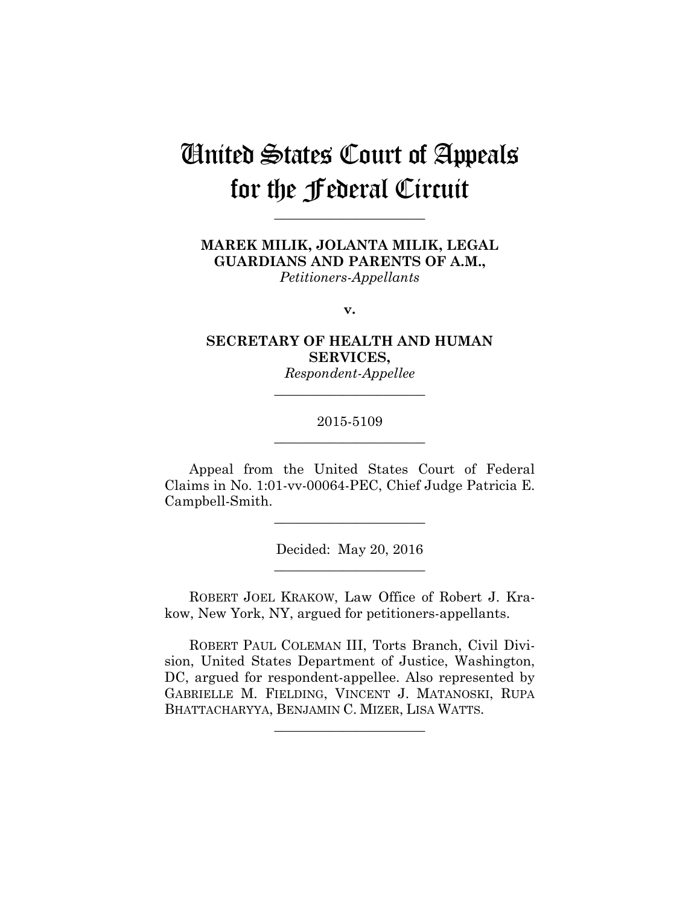# United States Court of Appeals for the Federal Circuit

______________________

**MAREK MILIK, JOLANTA MILIK, LEGAL GUARDIANS AND PARENTS OF A.M.,**
*Petitioners-Appellants*

**v.**

**SECRETARY OF HEALTH AND HUMAN SERVICES,**
*Respondent-Appellee*

______________________

2015-5109

______________________

Appeal from the United States Court of Federal Claims in No. 1:01-vv-00064-PEC, Chief Judge Patricia E. Campbell-Smith.

______________________

Decided: May 20, 2016

______________________

ROBERT JOEL KRAKOW, Law Office of Robert J. Krakow, New York, NY, argued for petitioners-appellants.

ROBERT PAUL COLEMAN III, Torts Branch, Civil Division, United States Department of Justice, Washington, DC, argued for respondent-appellee. Also represented by GABRIELLE M. FIELDING, VINCENT J. MATANOSKI, RUPA BHATTACHARYYA, BENJAMIN C. MIZER, LISA WATTS.

______________________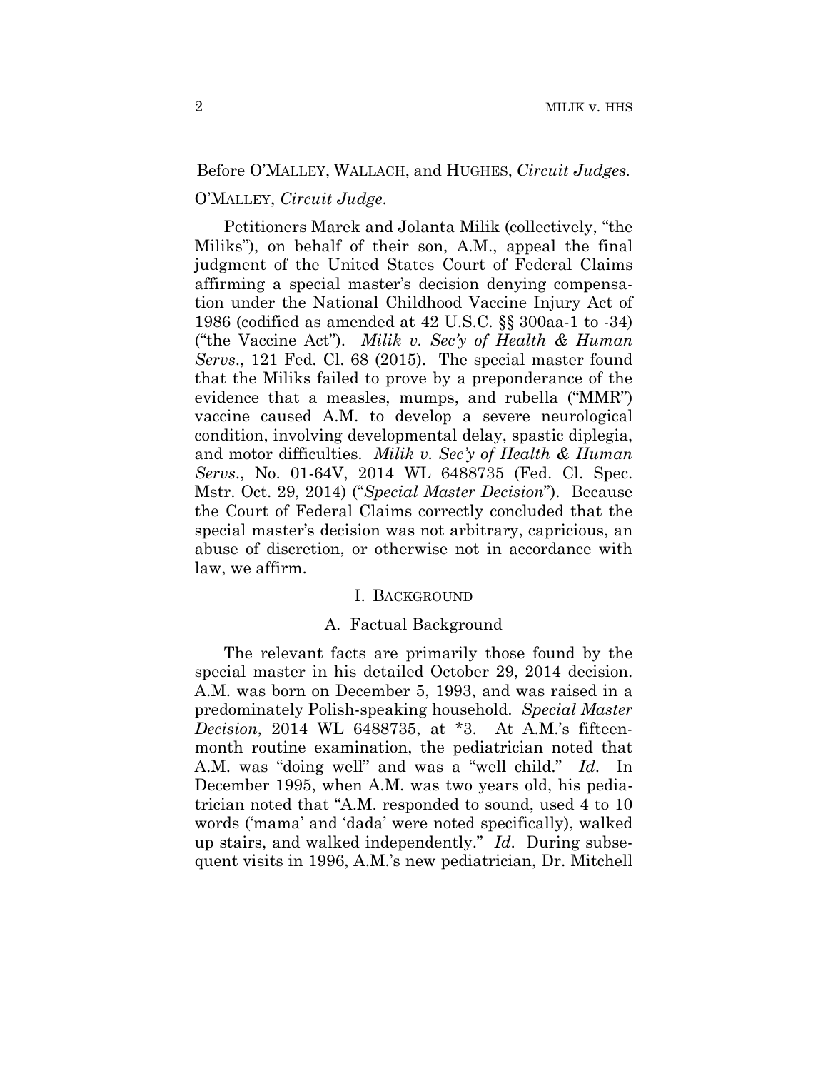Before O'MALLEY, WALLACH, and HUGHES, *Circuit Judges*.

O'MALLEY, *Circuit Judge*.

Petitioners Marek and Jolanta Milik (collectively, "the Miliks"), on behalf of their son, A.M., appeal the final judgment of the United States Court of Federal Claims affirming a special master's decision denying compensation under the National Childhood Vaccine Injury Act of 1986 (codified as amended at 42 U.S.C. §§ 300aa-1 to -34) ("the Vaccine Act"). *Milik v. Sec'y of Health & Human Servs*., 121 Fed. Cl. 68 (2015). The special master found that the Miliks failed to prove by a preponderance of the evidence that a measles, mumps, and rubella ("MMR") vaccine caused A.M. to develop a severe neurological condition, involving developmental delay, spastic diplegia, and motor difficulties. *Milik v. Sec'y of Health & Human Servs*., No. 01-64V, 2014 WL 6488735 (Fed. Cl. Spec. Mstr. Oct. 29, 2014) ("*Special Master Decision*"). Because the Court of Federal Claims correctly concluded that the special master's decision was not arbitrary, capricious, an abuse of discretion, or otherwise not in accordance with law, we affirm.

## I. BACKGROUND

### A. Factual Background

The relevant facts are primarily those found by the special master in his detailed October 29, 2014 decision. A.M. was born on December 5, 1993, and was raised in a predominately Polish-speaking household. *Special Master Decision*, 2014 WL 6488735, at *3. At A.M.'s fifteen-month routine examination, the pediatrician noted that A.M. was "doing well" and was a "well child." *Id*. In December 1995, when A.M. was two years old, his pediatrician noted that "A.M. responded to sound, used 4 to 10 words ('mama' and 'dada' were noted specifically), walked up stairs, and walked independently." *Id*. During subsequent visits in 1996, A.M.'s new pediatrician, Dr. Mitchell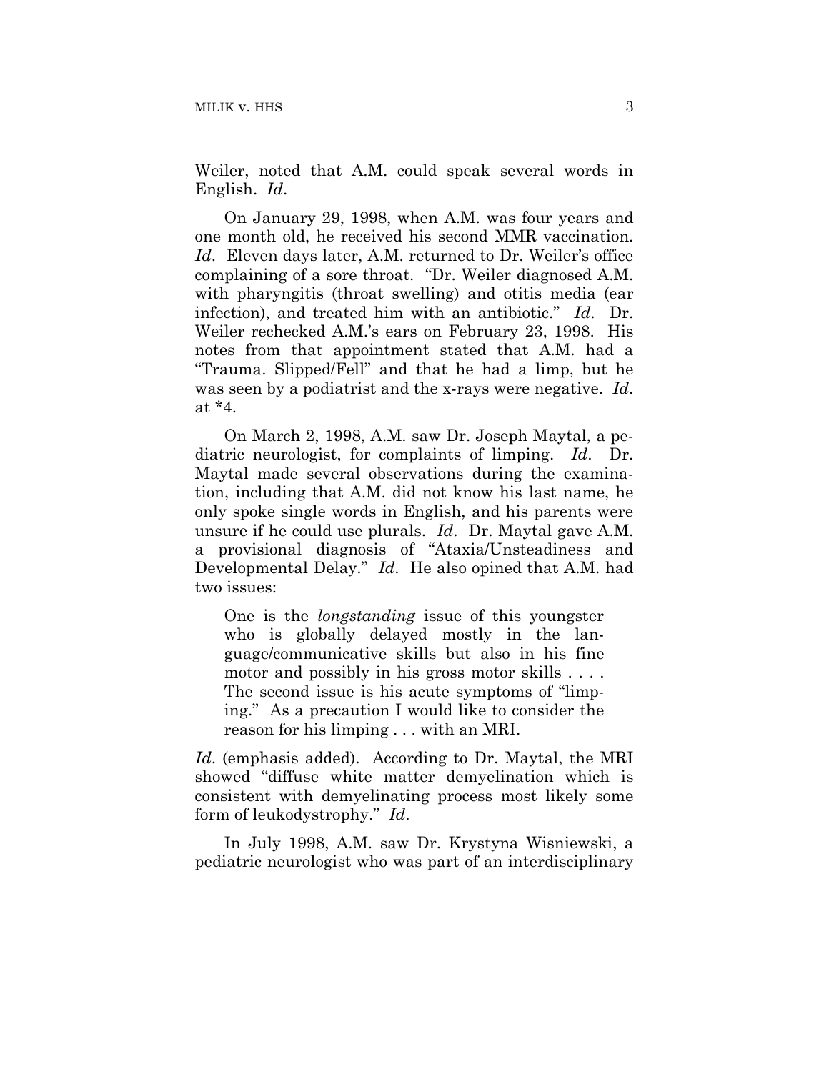Weiler, noted that A.M. could speak several words in English. *Id*.

On January 29, 1998, when A.M. was four years and one month old, he received his second MMR vaccination. *Id*. Eleven days later, A.M. returned to Dr. Weiler's office complaining of a sore throat. "Dr. Weiler diagnosed A.M. with pharyngitis (throat swelling) and otitis media (ear infection), and treated him with an antibiotic." *Id*. Dr. Weiler rechecked A.M.'s ears on February 23, 1998. His notes from that appointment stated that A.M. had a "Trauma. Slipped/Fell" and that he had a limp, but he was seen by a podiatrist and the x-rays were negative. *Id*. at *4.

On March 2, 1998, A.M. saw Dr. Joseph Maytal, a pediatric neurologist, for complaints of limping. *Id*. Dr. Maytal made several observations during the examination, including that A.M. did not know his last name, he only spoke single words in English, and his parents were unsure if he could use plurals. *Id*. Dr. Maytal gave A.M. a provisional diagnosis of "Ataxia/Unsteadiness and Developmental Delay." *Id*. He also opined that A.M. had two issues:

> One is the *longstanding* issue of this youngster who is globally delayed mostly in the language/communicative skills but also in his fine motor and possibly in his gross motor skills . . . . The second issue is his acute symptoms of "limping." As a precaution I would like to consider the reason for his limping . . . with an MRI.

*Id*. (emphasis added). According to Dr. Maytal, the MRI showed "diffuse white matter demyelination which is consistent with demyelinating process most likely some form of leukodystrophy." *Id*.

In July 1998, A.M. saw Dr. Krystyna Wisniewski, a pediatric neurologist who was part of an interdisciplinary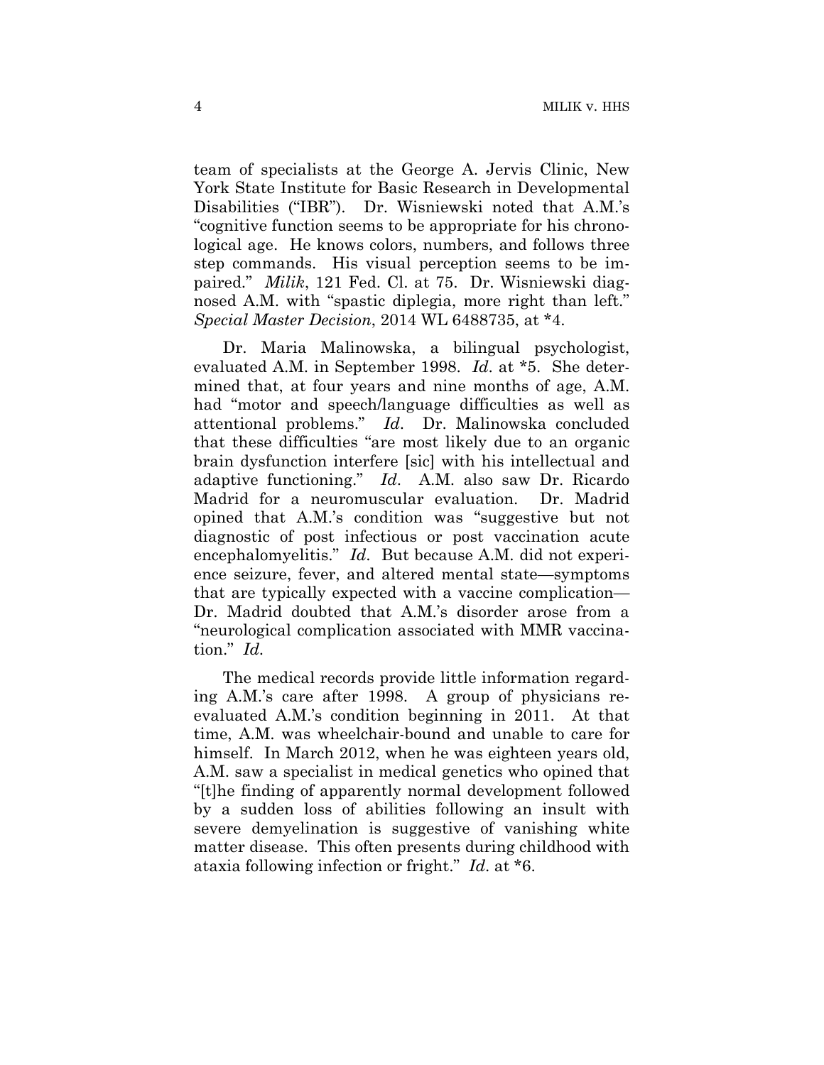team of specialists at the George A. Jervis Clinic, New York State Institute for Basic Research in Developmental Disabilities ("IBR"). Dr. Wisniewski noted that A.M.'s "cognitive function seems to be appropriate for his chronological age. He knows colors, numbers, and follows three step commands. His visual perception seems to be impaired." *Milik*, 121 Fed. Cl. at 75. Dr. Wisniewski diagnosed A.M. with "spastic diplegia, more right than left." *Special Master Decision*, 2014 WL 6488735, at *4.

Dr. Maria Malinowska, a bilingual psychologist, evaluated A.M. in September 1998. *Id.* at *5. She determined that, at four years and nine months of age, A.M. had "motor and speech/language difficulties as well as attentional problems." *Id.* Dr. Malinowska concluded that these difficulties "are most likely due to an organic brain dysfunction interfere [sic] with his intellectual and adaptive functioning." *Id.* A.M. also saw Dr. Ricardo Madrid for a neuromuscular evaluation. Dr. Madrid opined that A.M.'s condition was "suggestive but not diagnostic of post infectious or post vaccination acute encephalomyelitis." *Id.* But because A.M. did not experience seizure, fever, and altered mental state—symptoms that are typically expected with a vaccine complication—Dr. Madrid doubted that A.M.'s disorder arose from a "neurological complication associated with MMR vaccination." *Id.*

The medical records provide little information regarding A.M.'s care after 1998. A group of physicians reevaluated A.M.'s condition beginning in 2011. At that time, A.M. was wheelchair-bound and unable to care for himself. In March 2012, when he was eighteen years old, A.M. saw a specialist in medical genetics who opined that "[t]he finding of apparently normal development followed by a sudden loss of abilities following an insult with severe demyelination is suggestive of vanishing white matter disease. This often presents during childhood with ataxia following infection or fright." *Id.* at *6.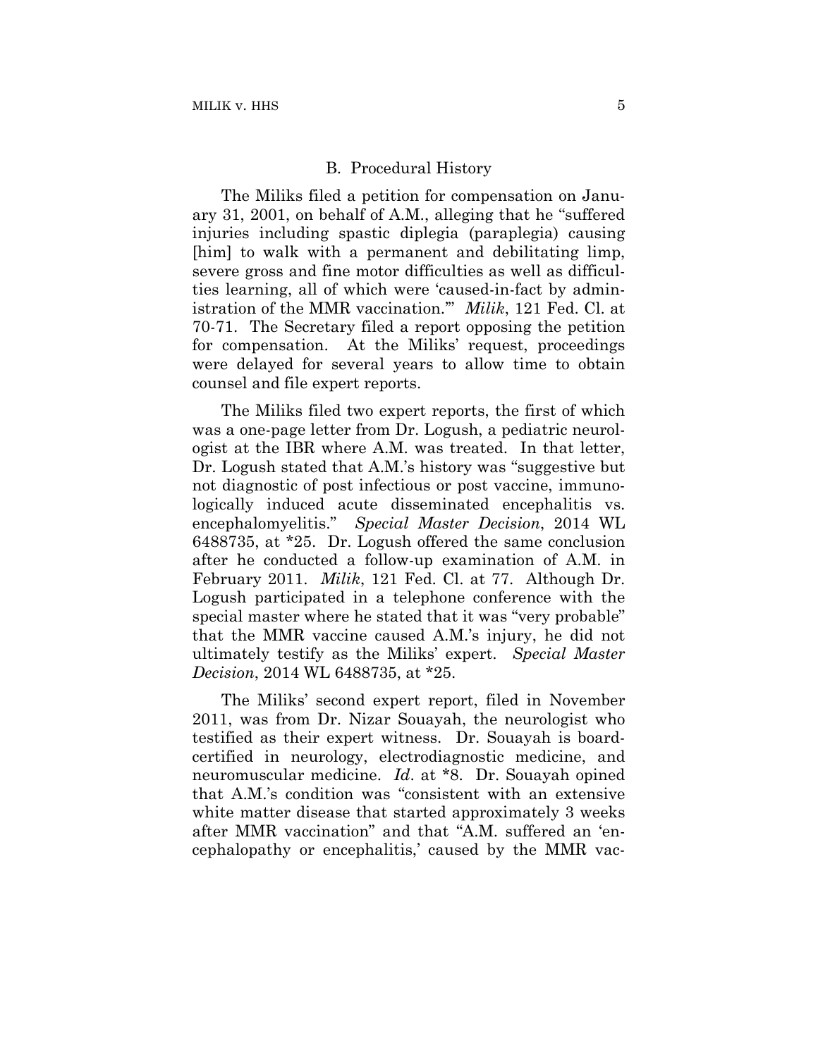### B. Procedural History

The Miliks filed a petition for compensation on January 31, 2001, on behalf of A.M., alleging that he "suffered injuries including spastic diplegia (paraplegia) causing [him] to walk with a permanent and debilitating limp, severe gross and fine motor difficulties as well as difficulties learning, all of which were 'caused-in-fact by administration of the MMR vaccination.'" *Milik*, 121 Fed. Cl. at 70-71. The Secretary filed a report opposing the petition for compensation. At the Miliks' request, proceedings were delayed for several years to allow time to obtain counsel and file expert reports.

The Miliks filed two expert reports, the first of which was a one-page letter from Dr. Logush, a pediatric neurologist at the IBR where A.M. was treated. In that letter, Dr. Logush stated that A.M.'s history was "suggestive but not diagnostic of post infectious or post vaccine, immunologically induced acute disseminated encephalitis vs. encephalomyelitis." *Special Master Decision*, 2014 WL 6488735, at *25. Dr. Logush offered the same conclusion after he conducted a follow-up examination of A.M. in February 2011. *Milik*, 121 Fed. Cl. at 77. Although Dr. Logush participated in a telephone conference with the special master where he stated that it was "very probable" that the MMR vaccine caused A.M.'s injury, he did not ultimately testify as the Miliks' expert. *Special Master Decision*, 2014 WL 6488735, at *25.

The Miliks' second expert report, filed in November 2011, was from Dr. Nizar Souayah, the neurologist who testified as their expert witness. Dr. Souayah is board-certified in neurology, electrodiagnostic medicine, and neuromuscular medicine. *Id*. at *8. Dr. Souayah opined that A.M.'s condition was "consistent with an extensive white matter disease that started approximately 3 weeks after MMR vaccination" and that "A.M. suffered an 'encephalopathy or encephalitis,' caused by the MMR vac-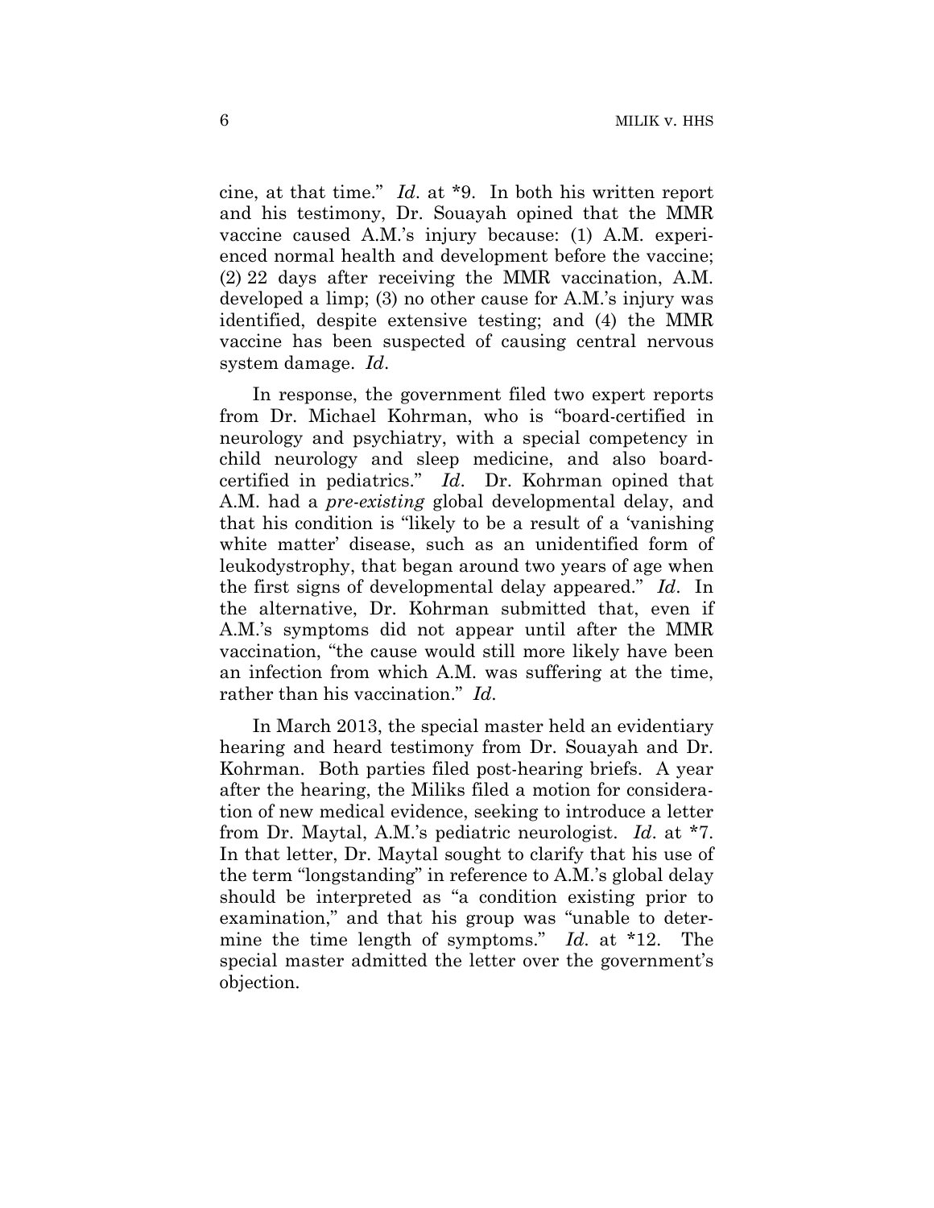cine, at that time." *Id.* at *9. In both his written report and his testimony, Dr. Souayah opined that the MMR vaccine caused A.M.'s injury because: (1) A.M. experienced normal health and development before the vaccine; (2) 22 days after receiving the MMR vaccination, A.M. developed a limp; (3) no other cause for A.M.'s injury was identified, despite extensive testing; and (4) the MMR vaccine has been suspected of causing central nervous system damage. *Id.*

In response, the government filed two expert reports from Dr. Michael Kohrman, who is "board-certified in neurology and psychiatry, with a special competency in child neurology and sleep medicine, and also board-certified in pediatrics." *Id.* Dr. Kohrman opined that A.M. had a *pre-existing* global developmental delay, and that his condition is "likely to be a result of a 'vanishing white matter' disease, such as an unidentified form of leukodystrophy, that began around two years of age when the first signs of developmental delay appeared." *Id.* In the alternative, Dr. Kohrman submitted that, even if A.M.'s symptoms did not appear until after the MMR vaccination, "the cause would still more likely have been an infection from which A.M. was suffering at the time, rather than his vaccination." *Id.*

In March 2013, the special master held an evidentiary hearing and heard testimony from Dr. Souayah and Dr. Kohrman. Both parties filed post-hearing briefs. A year after the hearing, the Miliks filed a motion for consideration of new medical evidence, seeking to introduce a letter from Dr. Maytal, A.M.'s pediatric neurologist. *Id.* at *7. In that letter, Dr. Maytal sought to clarify that his use of the term "longstanding" in reference to A.M.'s global delay should be interpreted as "a condition existing prior to examination," and that his group was "unable to determine the time length of symptoms." *Id.* at *12. The special master admitted the letter over the government's objection.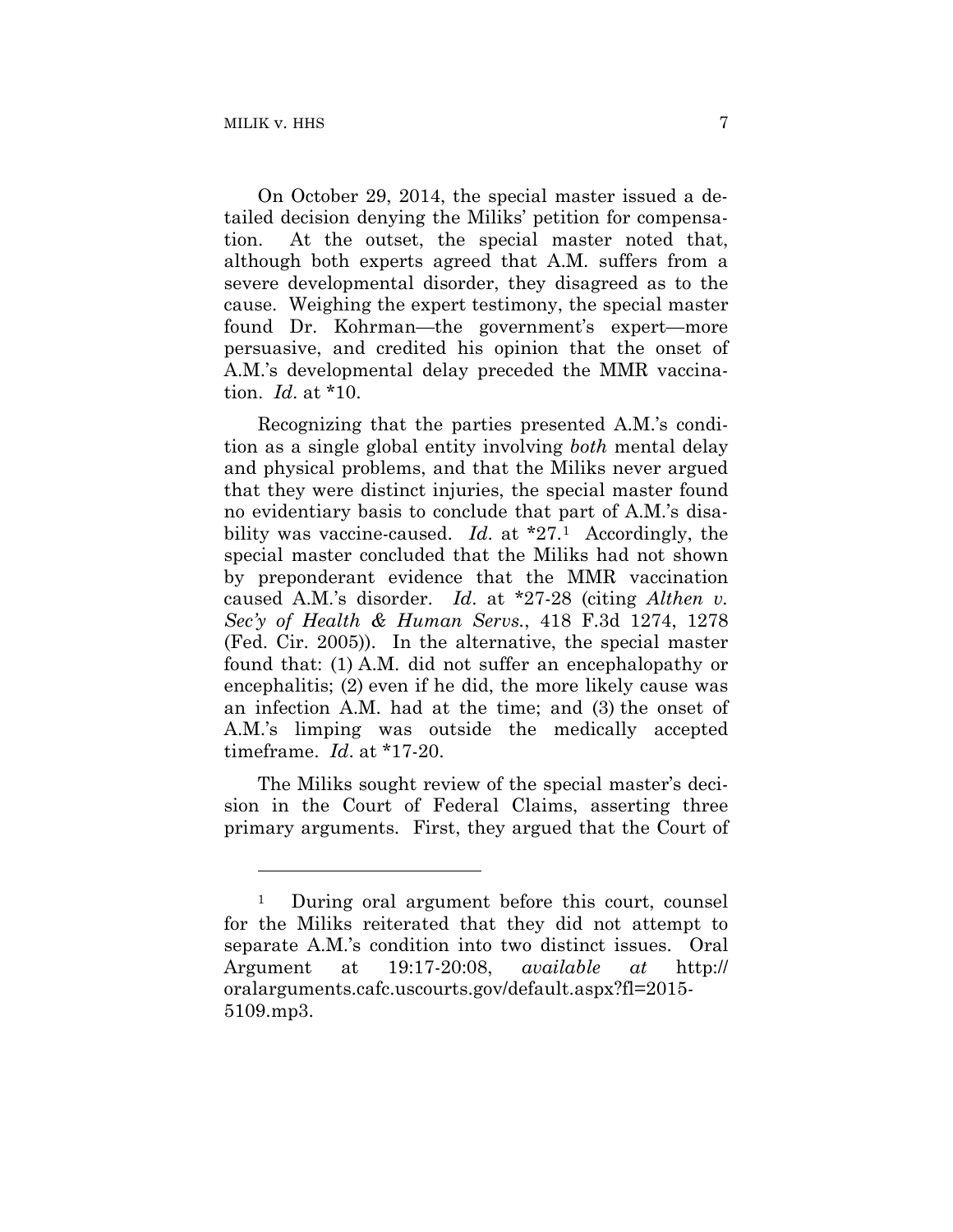On October 29, 2014, the special master issued a detailed decision denying the Miliks' petition for compensation. At the outset, the special master noted that, although both experts agreed that A.M. suffers from a severe developmental disorder, they disagreed as to the cause. Weighing the expert testimony, the special master found Dr. Kohrman—the government's expert—more persuasive, and credited his opinion that the onset of A.M.'s developmental delay preceded the MMR vaccination. *Id*. at *10.

Recognizing that the parties presented A.M.'s condition as a single global entity involving *both* mental delay and physical problems, and that the Miliks never argued that they were distinct injuries, the special master found no evidentiary basis to conclude that part of A.M.'s disability was vaccine-caused. *Id*. at *27.[1] Accordingly, the special master concluded that the Miliks had not shown by preponderant evidence that the MMR vaccination caused A.M.'s disorder. *Id*. at *27-28 (citing *Althen v. Sec'y of Health & Human Servs.*, 418 F.3d 1274, 1278 (Fed. Cir. 2005)). In the alternative, the special master found that: (1) A.M. did not suffer an encephalopathy or encephalitis; (2) even if he did, the more likely cause was an infection A.M. had at the time; and (3) the onset of A.M.'s limping was outside the medically accepted timeframe. *Id*. at *17-20.

The Miliks sought review of the special master's decision in the Court of Federal Claims, asserting three primary arguments. First, they argued that the Court of

---

[1] During oral argument before this court, counsel for the Miliks reiterated that they did not attempt to separate A.M.'s condition into two distinct issues. Oral Argument at 19:17-20:08, *available at* http://oralarguments.cafc.uscourts.gov/default.aspx?fl=2015-5109.mp3.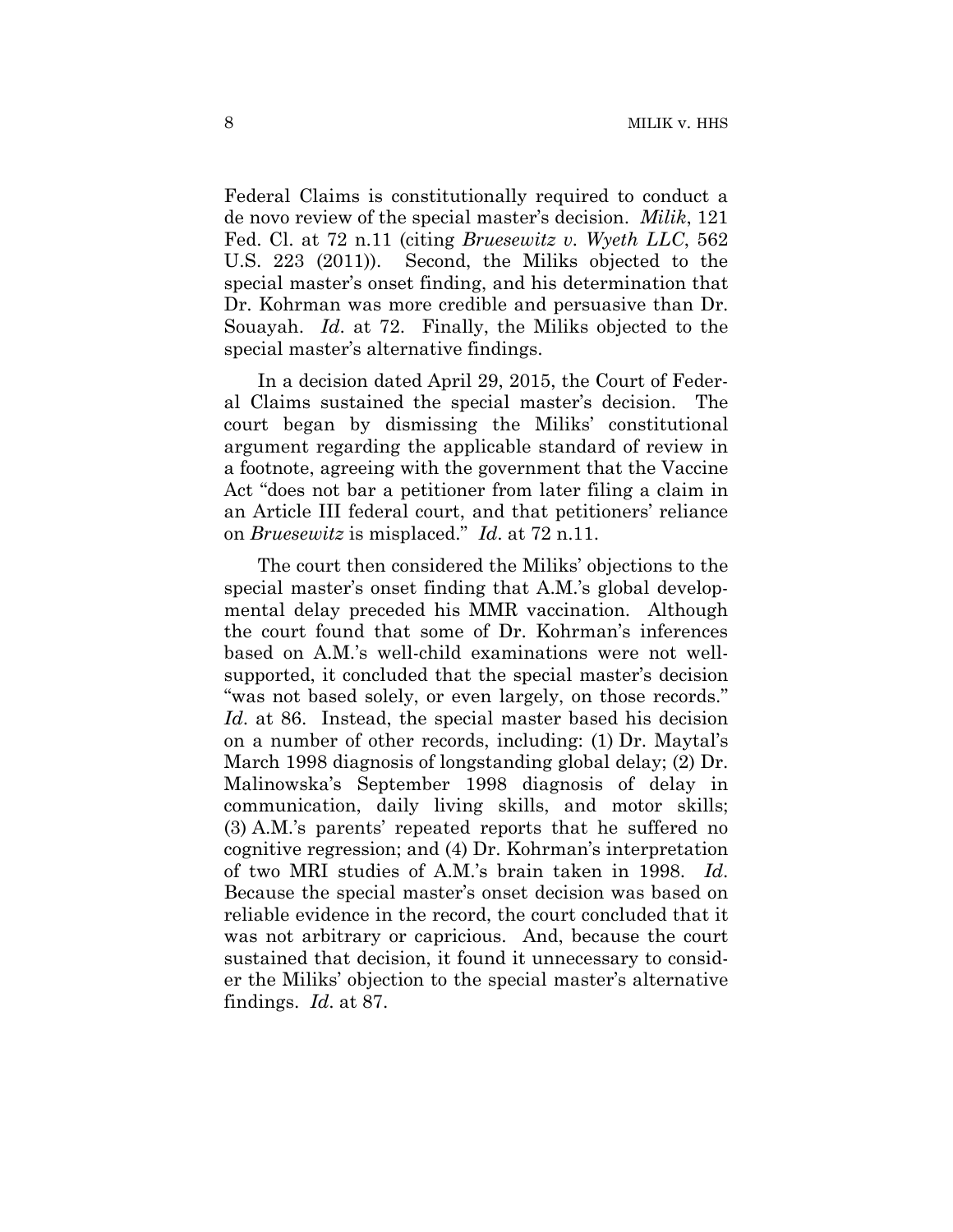Federal Claims is constitutionally required to conduct a de novo review of the special master's decision. *Milik*, 121 Fed. Cl. at 72 n.11 (citing *Bruesewitz v. Wyeth LLC*, 562 U.S. 223 (2011)). Second, the Miliks objected to the special master's onset finding, and his determination that Dr. Kohrman was more credible and persuasive than Dr. Souayah. *Id*. at 72. Finally, the Miliks objected to the special master's alternative findings.

In a decision dated April 29, 2015, the Court of Federal Claims sustained the special master's decision. The court began by dismissing the Miliks' constitutional argument regarding the applicable standard of review in a footnote, agreeing with the government that the Vaccine Act "does not bar a petitioner from later filing a claim in an Article III federal court, and that petitioners' reliance on *Bruesewitz* is misplaced." *Id*. at 72 n.11.

The court then considered the Miliks' objections to the special master's onset finding that A.M.'s global developmental delay preceded his MMR vaccination. Although the court found that some of Dr. Kohrman's inferences based on A.M.'s well-child examinations were not well-supported, it concluded that the special master's decision "was not based solely, or even largely, on those records." *Id*. at 86. Instead, the special master based his decision on a number of other records, including: (1) Dr. Maytal's March 1998 diagnosis of longstanding global delay; (2) Dr. Malinowska's September 1998 diagnosis of delay in communication, daily living skills, and motor skills; (3) A.M.'s parents' repeated reports that he suffered no cognitive regression; and (4) Dr. Kohrman's interpretation of two MRI studies of A.M.'s brain taken in 1998. *Id*. Because the special master's onset decision was based on reliable evidence in the record, the court concluded that it was not arbitrary or capricious. And, because the court sustained that decision, it found it unnecessary to consider the Miliks' objection to the special master's alternative findings. *Id*. at 87.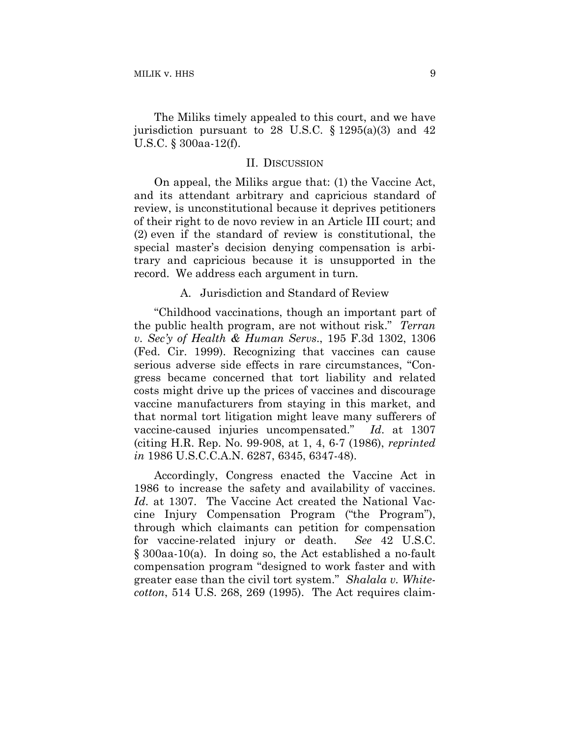The Miliks timely appealed to this court, and we have jurisdiction pursuant to 28 U.S.C. § 1295(a)(3) and 42 U.S.C. § 300aa-12(f).

## II. DISCUSSION

On appeal, the Miliks argue that: (1) the Vaccine Act, and its attendant arbitrary and capricious standard of review, is unconstitutional because it deprives petitioners of their right to de novo review in an Article III court; and (2) even if the standard of review is constitutional, the special master's decision denying compensation is arbitrary and capricious because it is unsupported in the record. We address each argument in turn.

### A. Jurisdiction and Standard of Review

"Childhood vaccinations, though an important part of the public health program, are not without risk." *Terran v. Sec'y of Health & Human Servs.*, 195 F.3d 1302, 1306 (Fed. Cir. 1999). Recognizing that vaccines can cause serious adverse side effects in rare circumstances, "Congress became concerned that tort liability and related costs might drive up the prices of vaccines and discourage vaccine manufacturers from staying in this market, and that normal tort litigation might leave many sufferers of vaccine-caused injuries uncompensated." *Id.* at 1307 (citing H.R. Rep. No. 99-908, at 1, 4, 6-7 (1986), *reprinted in* 1986 U.S.C.C.A.N. 6287, 6345, 6347-48).

Accordingly, Congress enacted the Vaccine Act in 1986 to increase the safety and availability of vaccines. *Id.* at 1307. The Vaccine Act created the National Vaccine Injury Compensation Program ("the Program"), through which claimants can petition for compensation for vaccine-related injury or death. *See* 42 U.S.C. § 300aa-10(a). In doing so, the Act established a no-fault compensation program "designed to work faster and with greater ease than the civil tort system." *Shalala v. Whitecotton*, 514 U.S. 268, 269 (1995). The Act requires claim-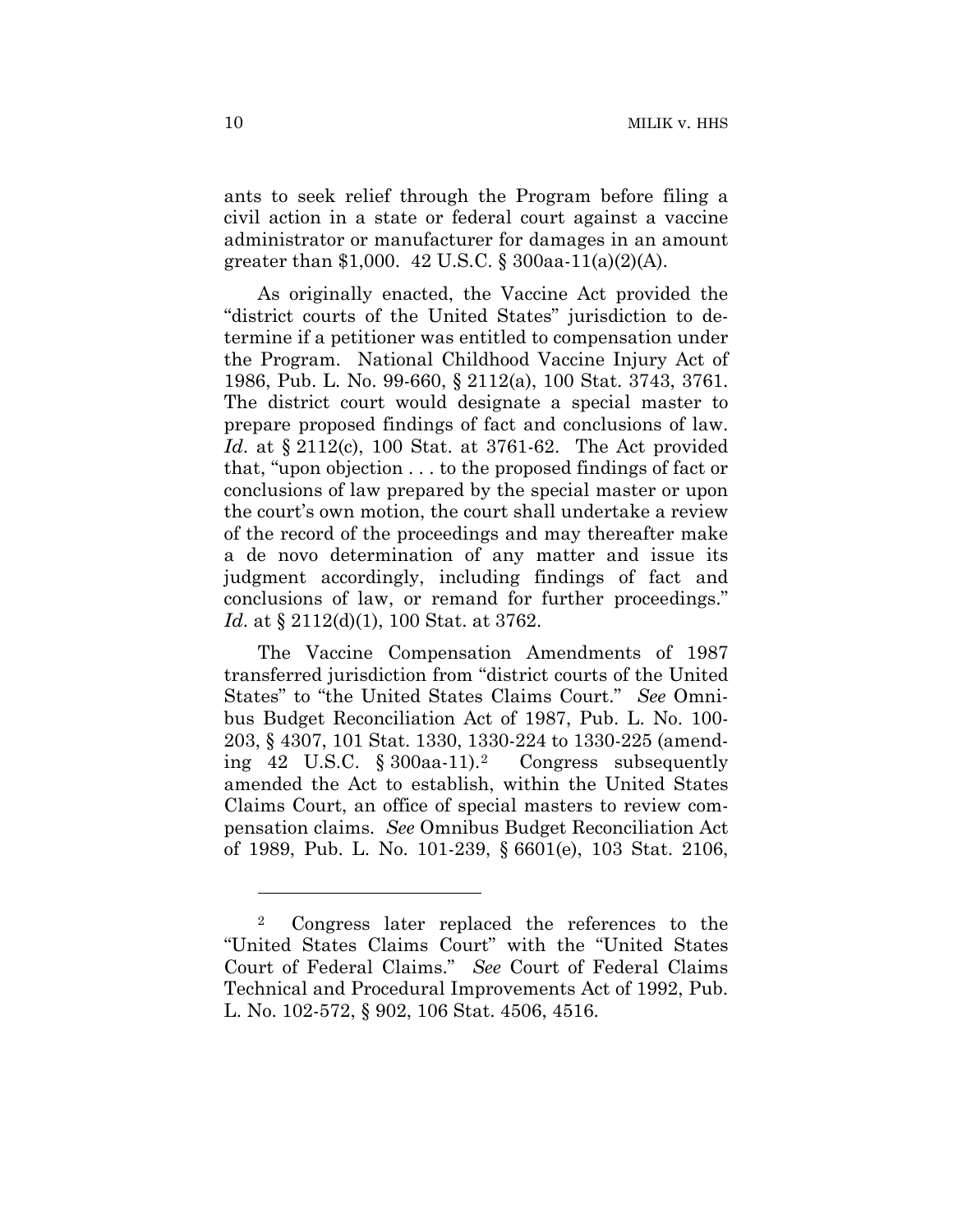ants to seek relief through the Program before filing a civil action in a state or federal court against a vaccine administrator or manufacturer for damages in an amount greater than $1,000. 42 U.S.C. § 300aa-11(a)(2)(A).

As originally enacted, the Vaccine Act provided the "district courts of the United States" jurisdiction to determine if a petitioner was entitled to compensation under the Program. National Childhood Vaccine Injury Act of 1986, Pub. L. No. 99-660, § 2112(a), 100 Stat. 3743, 3761. The district court would designate a special master to prepare proposed findings of fact and conclusions of law. *Id*. at § 2112(c), 100 Stat. at 3761-62. The Act provided that, "upon objection . . . to the proposed findings of fact or conclusions of law prepared by the special master or upon the court's own motion, the court shall undertake a review of the record of the proceedings and may thereafter make a de novo determination of any matter and issue its judgment accordingly, including findings of fact and conclusions of law, or remand for further proceedings." *Id*. at § 2112(d)(1), 100 Stat. at 3762.

The Vaccine Compensation Amendments of 1987 transferred jurisdiction from "district courts of the United States" to "the United States Claims Court." *See* Omnibus Budget Reconciliation Act of 1987, Pub. L. No. 100-203, § 4307, 101 Stat. 1330, 1330-224 to 1330-225 (amending 42 U.S.C. § 300aa-11).[2] Congress subsequently amended the Act to establish, within the United States Claims Court, an office of special masters to review compensation claims. *See* Omnibus Budget Reconciliation Act of 1989, Pub. L. No. 101-239, § 6601(e), 103 Stat. 2106,

---

[2] Congress later replaced the references to the "United States Claims Court" with the "United States Court of Federal Claims." *See* Court of Federal Claims Technical and Procedural Improvements Act of 1992, Pub. L. No. 102-572, § 902, 106 Stat. 4506, 4516.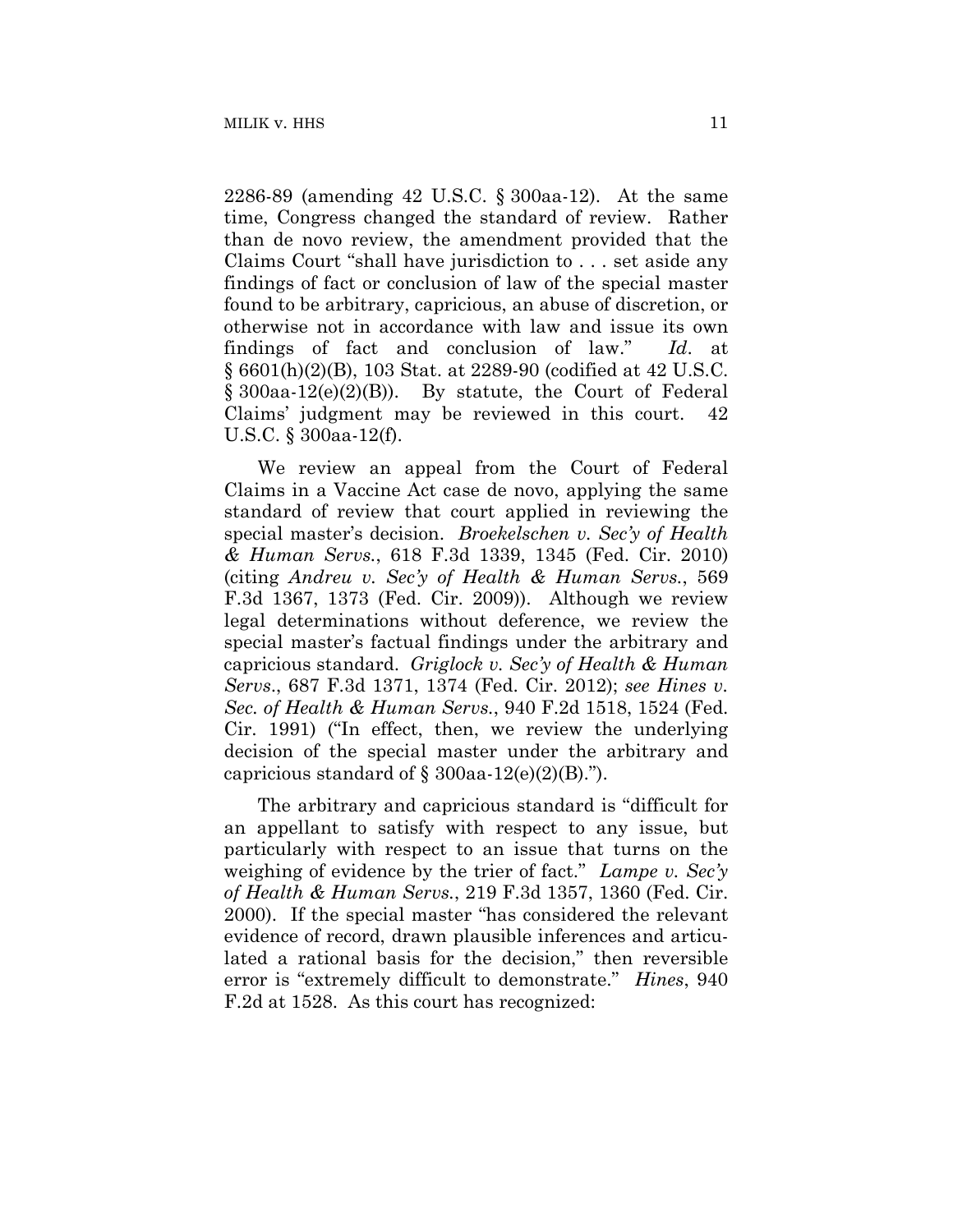2286-89 (amending 42 U.S.C. § 300aa-12). At the same time, Congress changed the standard of review. Rather than de novo review, the amendment provided that the Claims Court "shall have jurisdiction to . . . set aside any findings of fact or conclusion of law of the special master found to be arbitrary, capricious, an abuse of discretion, or otherwise not in accordance with law and issue its own findings of fact and conclusion of law." *Id*. at § 6601(h)(2)(B), 103 Stat. at 2289-90 (codified at 42 U.S.C. § 300aa-12(e)(2)(B)). By statute, the Court of Federal Claims' judgment may be reviewed in this court. 42 U.S.C. § 300aa-12(f).

We review an appeal from the Court of Federal Claims in a Vaccine Act case de novo, applying the same standard of review that court applied in reviewing the special master's decision. *Broekelschen v. Sec'y of Health & Human Servs.*, 618 F.3d 1339, 1345 (Fed. Cir. 2010) (citing *Andreu v. Sec'y of Health & Human Servs.*, 569 F.3d 1367, 1373 (Fed. Cir. 2009)). Although we review legal determinations without deference, we review the special master's factual findings under the arbitrary and capricious standard. *Griglock v. Sec'y of Health & Human Servs*., 687 F.3d 1371, 1374 (Fed. Cir. 2012); *see Hines v. Sec. of Health & Human Servs.*, 940 F.2d 1518, 1524 (Fed. Cir. 1991) ("In effect, then, we review the underlying decision of the special master under the arbitrary and capricious standard of § 300aa-12(e)(2)(B).").

The arbitrary and capricious standard is "difficult for an appellant to satisfy with respect to any issue, but particularly with respect to an issue that turns on the weighing of evidence by the trier of fact." *Lampe v. Sec'y of Health & Human Servs.*, 219 F.3d 1357, 1360 (Fed. Cir. 2000). If the special master "has considered the relevant evidence of record, drawn plausible inferences and articulated a rational basis for the decision," then reversible error is "extremely difficult to demonstrate." *Hines*, 940 F.2d at 1528. As this court has recognized: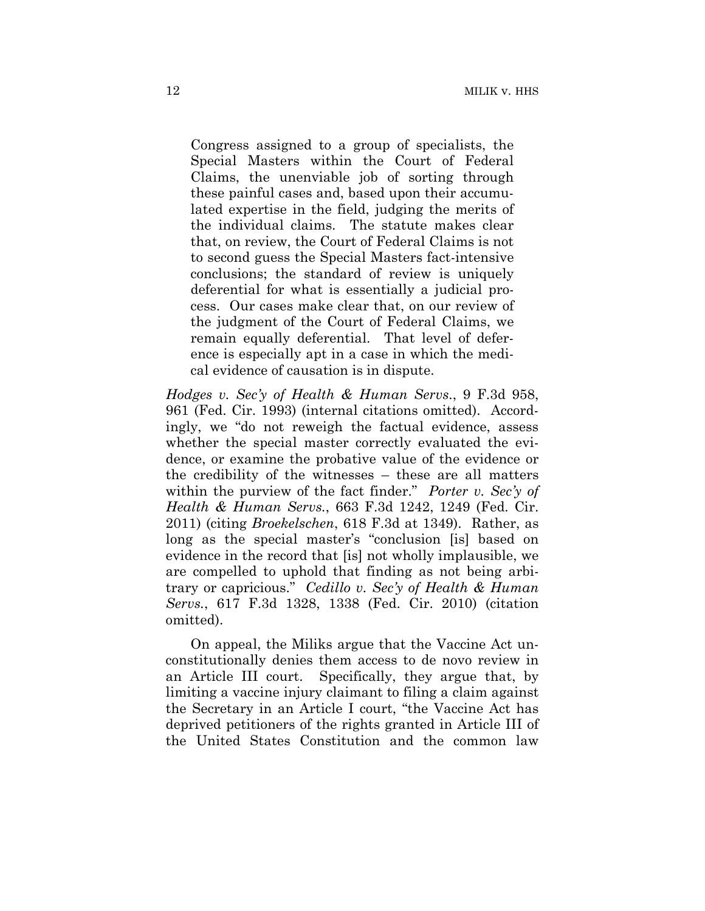> Congress assigned to a group of specialists, the Special Masters within the Court of Federal Claims, the unenviable job of sorting through these painful cases and, based upon their accumulated expertise in the field, judging the merits of the individual claims. The statute makes clear that, on review, the Court of Federal Claims is not to second guess the Special Masters fact-intensive conclusions; the standard of review is uniquely deferential for what is essentially a judicial process. Our cases make clear that, on our review of the judgment of the Court of Federal Claims, we remain equally deferential. That level of deference is especially apt in a case in which the medical evidence of causation is in dispute.

*Hodges v. Sec'y of Health & Human Servs.*, 9 F.3d 958, 961 (Fed. Cir. 1993) (internal citations omitted). Accordingly, we "do not reweigh the factual evidence, assess whether the special master correctly evaluated the evidence, or examine the probative value of the evidence or the credibility of the witnesses – these are all matters within the purview of the fact finder." *Porter v. Sec'y of Health & Human Servs.*, 663 F.3d 1242, 1249 (Fed. Cir. 2011) (citing *Broekelschen*, 618 F.3d at 1349). Rather, as long as the special master's "conclusion [is] based on evidence in the record that [is] not wholly implausible, we are compelled to uphold that finding as not being arbitrary or capricious." *Cedillo v. Sec'y of Health & Human Servs.*, 617 F.3d 1328, 1338 (Fed. Cir. 2010) (citation omitted).

On appeal, the Miliks argue that the Vaccine Act unconstitutionally denies them access to de novo review in an Article III court. Specifically, they argue that, by limiting a vaccine injury claimant to filing a claim against the Secretary in an Article I court, "the Vaccine Act has deprived petitioners of the rights granted in Article III of the United States Constitution and the common law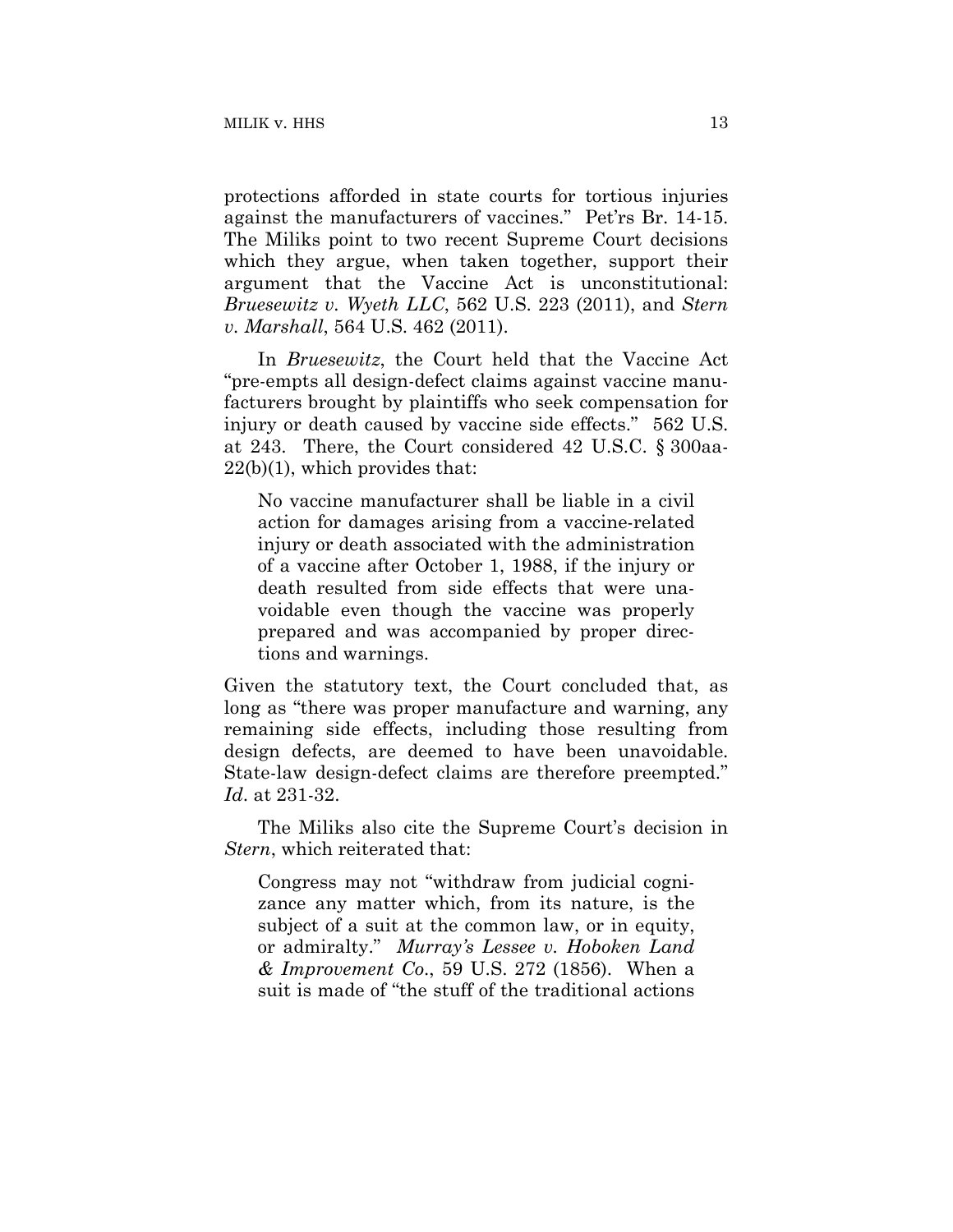protections afforded in state courts for tortious injuries against the manufacturers of vaccines." Pet'rs Br. 14-15. The Miliks point to two recent Supreme Court decisions which they argue, when taken together, support their argument that the Vaccine Act is unconstitutional: *Bruesewitz v. Wyeth LLC*, 562 U.S. 223 (2011), and *Stern v. Marshall*, 564 U.S. 462 (2011).

In *Bruesewitz*, the Court held that the Vaccine Act "pre-empts all design-defect claims against vaccine manufacturers brought by plaintiffs who seek compensation for injury or death caused by vaccine side effects." 562 U.S. at 243. There, the Court considered 42 U.S.C. § 300aa-22(b)(1), which provides that:

> No vaccine manufacturer shall be liable in a civil action for damages arising from a vaccine-related injury or death associated with the administration of a vaccine after October 1, 1988, if the injury or death resulted from side effects that were unavoidable even though the vaccine was properly prepared and was accompanied by proper directions and warnings.

Given the statutory text, the Court concluded that, as long as "there was proper manufacture and warning, any remaining side effects, including those resulting from design defects, are deemed to have been unavoidable. State-law design-defect claims are therefore preempted." *Id*. at 231-32.

The Miliks also cite the Supreme Court's decision in *Stern*, which reiterated that:

> Congress may not "withdraw from judicial cognizance any matter which, from its nature, is the subject of a suit at the common law, or in equity, or admiralty." *Murray's Lessee v. Hoboken Land & Improvement Co*., 59 U.S. 272 (1856). When a suit is made of "the stuff of the traditional actions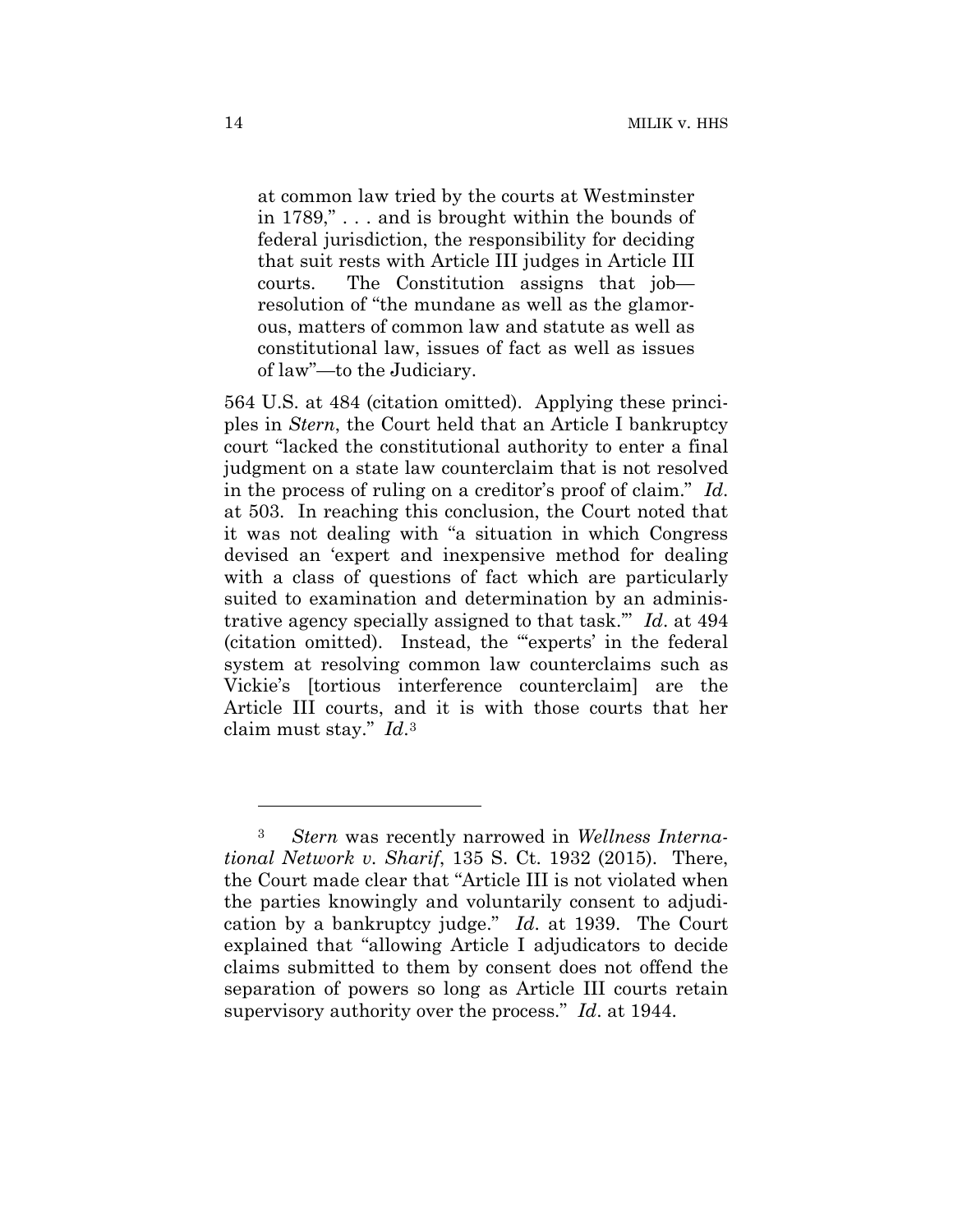> at common law tried by the courts at Westminster in 1789," . . . and is brought within the bounds of federal jurisdiction, the responsibility for deciding that suit rests with Article III judges in Article III courts. The Constitution assigns that job—resolution of "the mundane as well as the glamorous, matters of common law and statute as well as constitutional law, issues of fact as well as issues of law"—to the Judiciary.

564 U.S. at 484 (citation omitted). Applying these principles in *Stern*, the Court held that an Article I bankruptcy court "lacked the constitutional authority to enter a final judgment on a state law counterclaim that is not resolved in the process of ruling on a creditor's proof of claim." *Id*. at 503. In reaching this conclusion, the Court noted that it was not dealing with "a situation in which Congress devised an 'expert and inexpensive method for dealing with a class of questions of fact which are particularly suited to examination and determination by an administrative agency specially assigned to that task.'" *Id*. at 494 (citation omitted). Instead, the "'experts' in the federal system at resolving common law counterclaims such as Vickie's [tortious interference counterclaim] are the Article III courts, and it is with those courts that her claim must stay." *Id*.[3]

---

[3] *Stern* was recently narrowed in *Wellness International Network v. Sharif*, 135 S. Ct. 1932 (2015). There, the Court made clear that "Article III is not violated when the parties knowingly and voluntarily consent to adjudication by a bankruptcy judge." *Id*. at 1939. The Court explained that "allowing Article I adjudicators to decide claims submitted to them by consent does not offend the separation of powers so long as Article III courts retain supervisory authority over the process." *Id*. at 1944.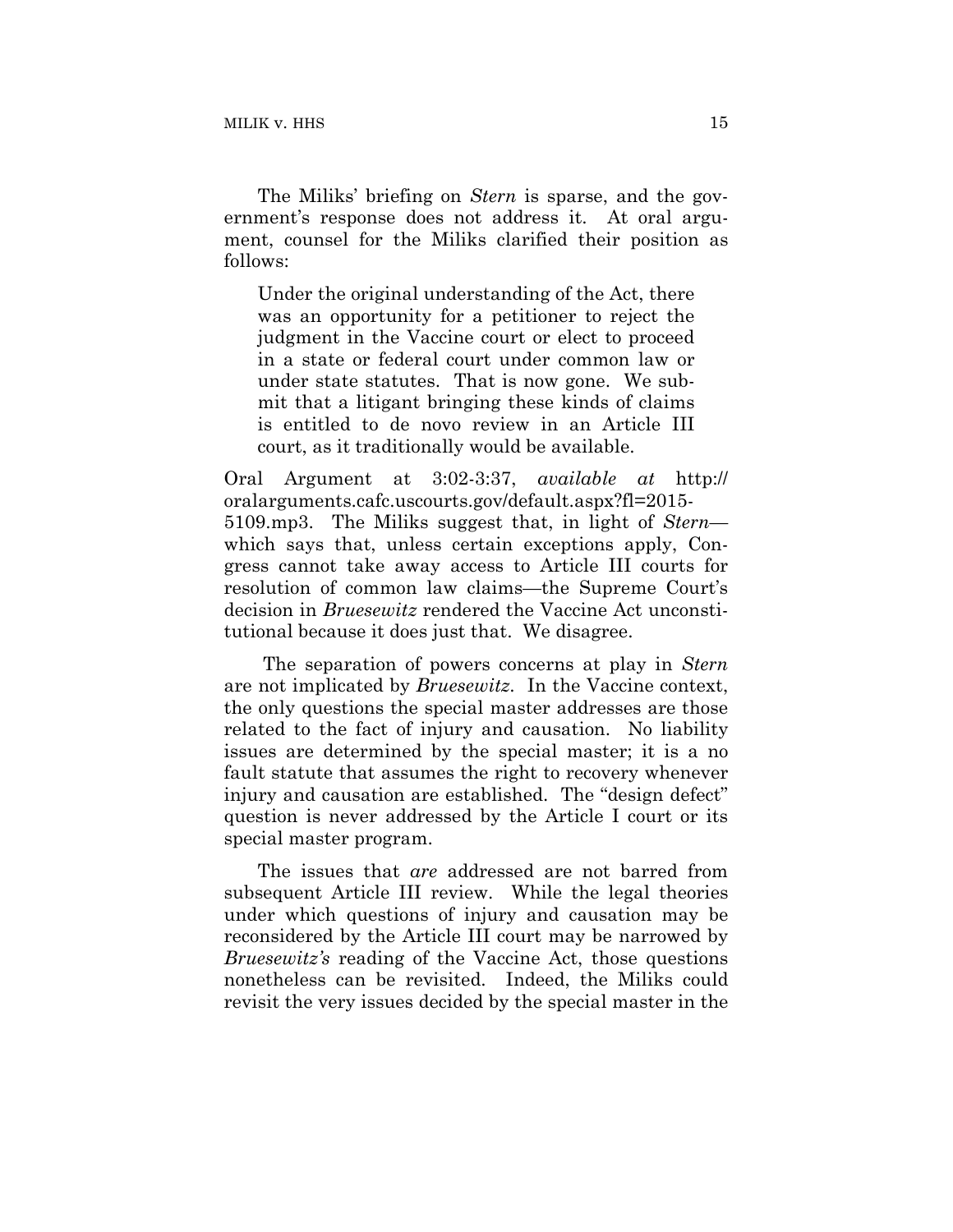The Miliks' briefing on *Stern* is sparse, and the government's response does not address it. At oral argument, counsel for the Miliks clarified their position as follows:

> Under the original understanding of the Act, there was an opportunity for a petitioner to reject the judgment in the Vaccine court or elect to proceed in a state or federal court under common law or under state statutes. That is now gone. We submit that a litigant bringing these kinds of claims is entitled to de novo review in an Article III court, as it traditionally would be available.

Oral Argument at 3:02-3:37, *available at* http://oralarguments.cafc.uscourts.gov/default.aspx?fl=2015-5109.mp3. The Miliks suggest that, in light of *Stern*—which says that, unless certain exceptions apply, Congress cannot take away access to Article III courts for resolution of common law claims—the Supreme Court's decision in *Bruesewitz* rendered the Vaccine Act unconstitutional because it does just that. We disagree.

The separation of powers concerns at play in *Stern* are not implicated by *Bruesewitz*. In the Vaccine context, the only questions the special master addresses are those related to the fact of injury and causation. No liability issues are determined by the special master; it is a no fault statute that assumes the right to recovery whenever injury and causation are established. The "design defect" question is never addressed by the Article I court or its special master program.

The issues that *are* addressed are not barred from subsequent Article III review. While the legal theories under which questions of injury and causation may be reconsidered by the Article III court may be narrowed by *Bruesewitz's* reading of the Vaccine Act, those questions nonetheless can be revisited. Indeed, the Miliks could revisit the very issues decided by the special master in the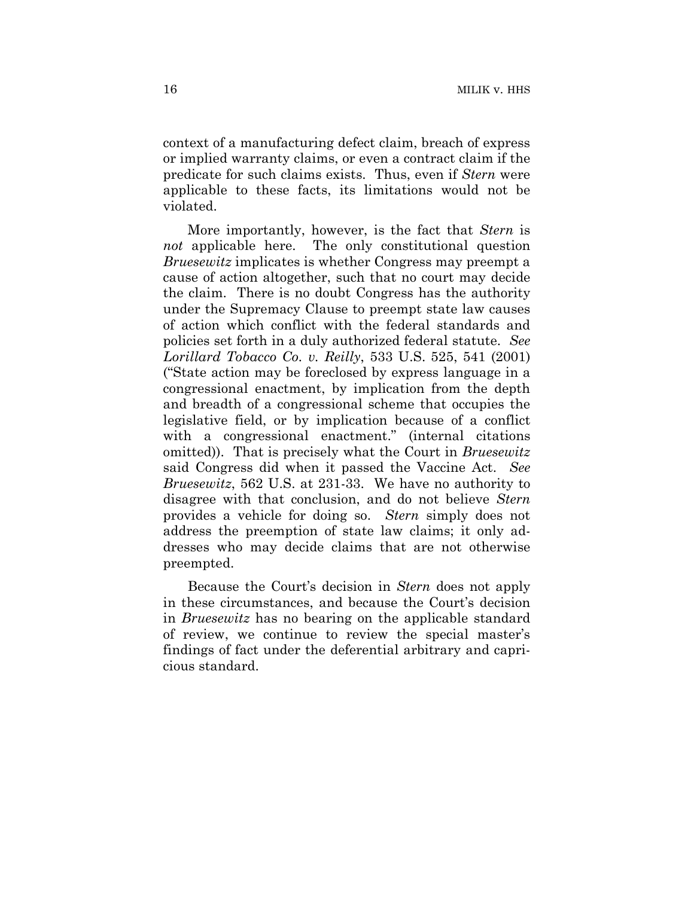context of a manufacturing defect claim, breach of express or implied warranty claims, or even a contract claim if the predicate for such claims exists. Thus, even if *Stern* were applicable to these facts, its limitations would not be violated.

More importantly, however, is the fact that *Stern* is *not* applicable here. The only constitutional question *Bruesewitz* implicates is whether Congress may preempt a cause of action altogether, such that no court may decide the claim. There is no doubt Congress has the authority under the Supremacy Clause to preempt state law causes of action which conflict with the federal standards and policies set forth in a duly authorized federal statute. *See Lorillard Tobacco Co. v. Reilly*, 533 U.S. 525, 541 (2001) ("State action may be foreclosed by express language in a congressional enactment, by implication from the depth and breadth of a congressional scheme that occupies the legislative field, or by implication because of a conflict with a congressional enactment." (internal citations omitted)). That is precisely what the Court in *Bruesewitz* said Congress did when it passed the Vaccine Act. *See Bruesewitz*, 562 U.S. at 231-33. We have no authority to disagree with that conclusion, and do not believe *Stern* provides a vehicle for doing so. *Stern* simply does not address the preemption of state law claims; it only addresses who may decide claims that are not otherwise preempted.

Because the Court's decision in *Stern* does not apply in these circumstances, and because the Court's decision in *Bruesewitz* has no bearing on the applicable standard of review, we continue to review the special master's findings of fact under the deferential arbitrary and capricious standard.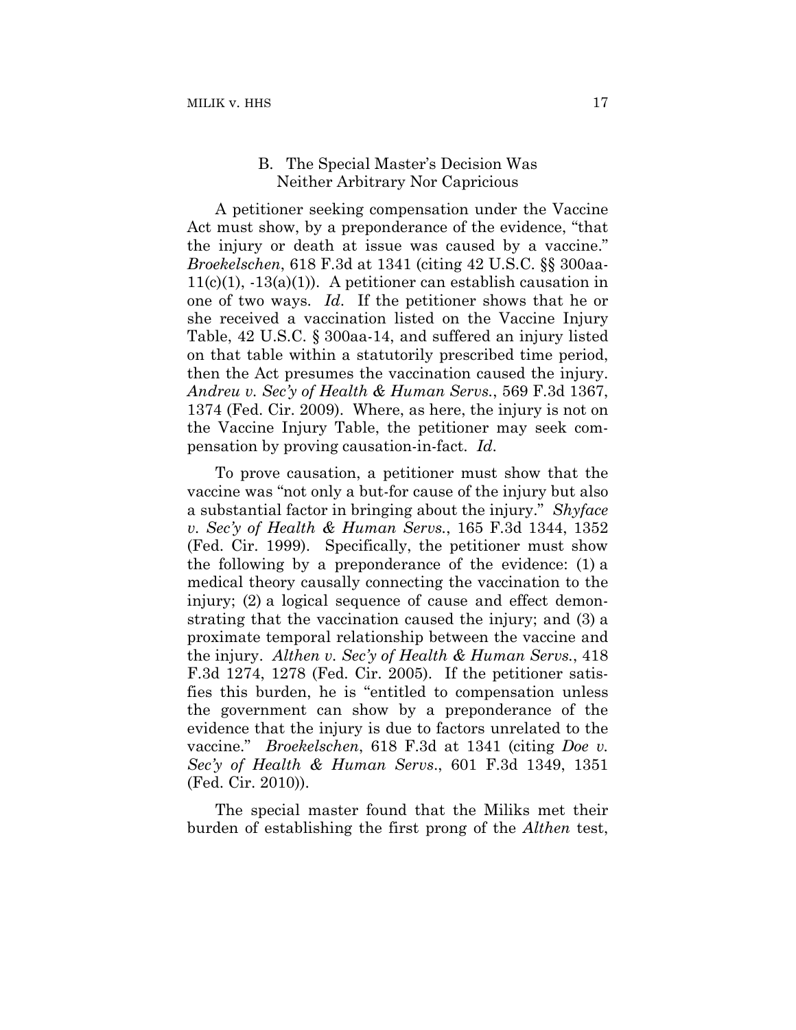### B. The Special Master's Decision Was Neither Arbitrary Nor Capricious

A petitioner seeking compensation under the Vaccine Act must show, by a preponderance of the evidence, "that the injury or death at issue was caused by a vaccine." *Broekelschen*, 618 F.3d at 1341 (citing 42 U.S.C. §§ 300aa-11(c)(1), -13(a)(1)). A petitioner can establish causation in one of two ways. *Id*. If the petitioner shows that he or she received a vaccination listed on the Vaccine Injury Table, 42 U.S.C. § 300aa-14, and suffered an injury listed on that table within a statutorily prescribed time period, then the Act presumes the vaccination caused the injury. *Andreu v. Sec'y of Health & Human Servs.*, 569 F.3d 1367, 1374 (Fed. Cir. 2009). Where, as here, the injury is not on the Vaccine Injury Table, the petitioner may seek compensation by proving causation-in-fact. *Id*.

To prove causation, a petitioner must show that the vaccine was "not only a but-for cause of the injury but also a substantial factor in bringing about the injury." *Shyface v. Sec'y of Health & Human Servs.*, 165 F.3d 1344, 1352 (Fed. Cir. 1999). Specifically, the petitioner must show the following by a preponderance of the evidence: (1) a medical theory causally connecting the vaccination to the injury; (2) a logical sequence of cause and effect demonstrating that the vaccination caused the injury; and (3) a proximate temporal relationship between the vaccine and the injury. *Althen v. Sec'y of Health & Human Servs.*, 418 F.3d 1274, 1278 (Fed. Cir. 2005). If the petitioner satisfies this burden, he is "entitled to compensation unless the government can show by a preponderance of the evidence that the injury is due to factors unrelated to the vaccine." *Broekelschen*, 618 F.3d at 1341 (citing *Doe v. Sec'y of Health & Human Servs.*, 601 F.3d 1349, 1351 (Fed. Cir. 2010)).

The special master found that the Miliks met their burden of establishing the first prong of the *Althen* test,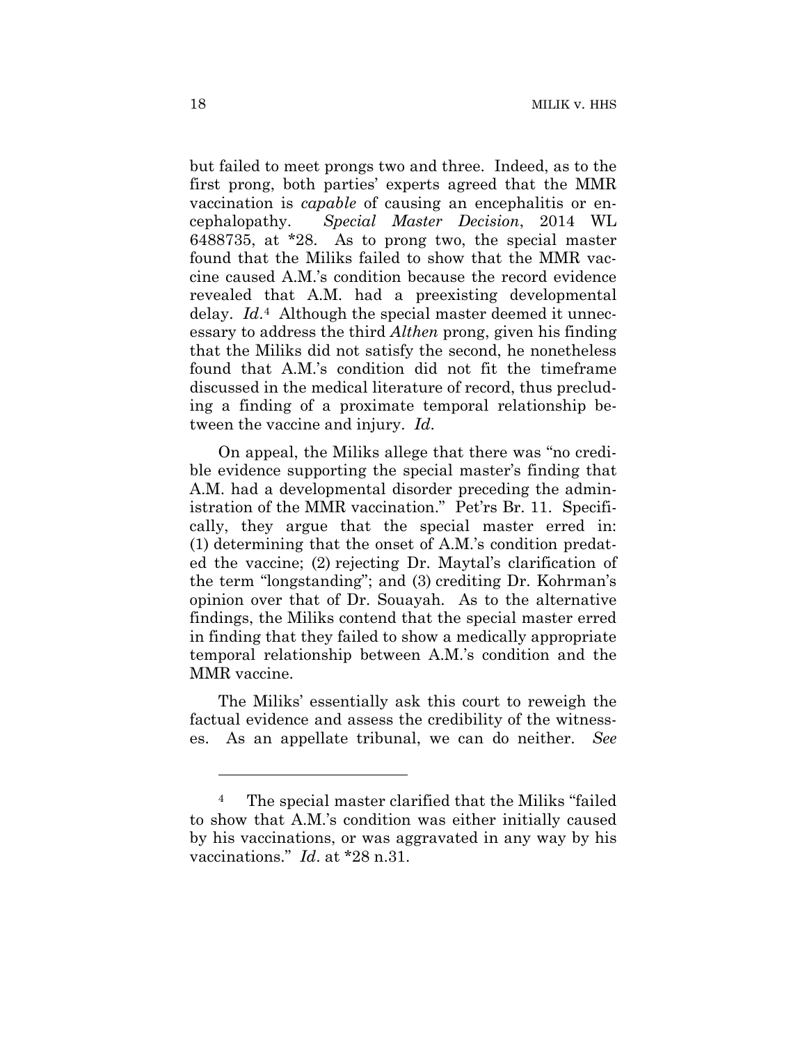but failed to meet prongs two and three. Indeed, as to the first prong, both parties' experts agreed that the MMR vaccination is *capable* of causing an encephalitis or encephalopathy. *Special Master Decision*, 2014 WL 6488735, at *28. As to prong two, the special master found that the Miliks failed to show that the MMR vaccine caused A.M.'s condition because the record evidence revealed that A.M. had a preexisting developmental delay. *Id*.[4] Although the special master deemed it unnecessary to address the third *Althen* prong, given his finding that the Miliks did not satisfy the second, he nonetheless found that A.M.'s condition did not fit the timeframe discussed in the medical literature of record, thus precluding a finding of a proximate temporal relationship between the vaccine and injury. *Id*.

On appeal, the Miliks allege that there was "no credible evidence supporting the special master's finding that A.M. had a developmental disorder preceding the administration of the MMR vaccination." Pet'rs Br. 11. Specifically, they argue that the special master erred in: (1) determining that the onset of A.M.'s condition predated the vaccine; (2) rejecting Dr. Maytal's clarification of the term "longstanding"; and (3) crediting Dr. Kohrman's opinion over that of Dr. Souayah. As to the alternative findings, the Miliks contend that the special master erred in finding that they failed to show a medically appropriate temporal relationship between A.M.'s condition and the MMR vaccine.

The Miliks' essentially ask this court to reweigh the factual evidence and assess the credibility of the witnesses. As an appellate tribunal, we can do neither. *See*

---

[4] The special master clarified that the Miliks "failed to show that A.M.'s condition was either initially caused by his vaccinations, or was aggravated in any way by his vaccinations." *Id*. at *28 n.31.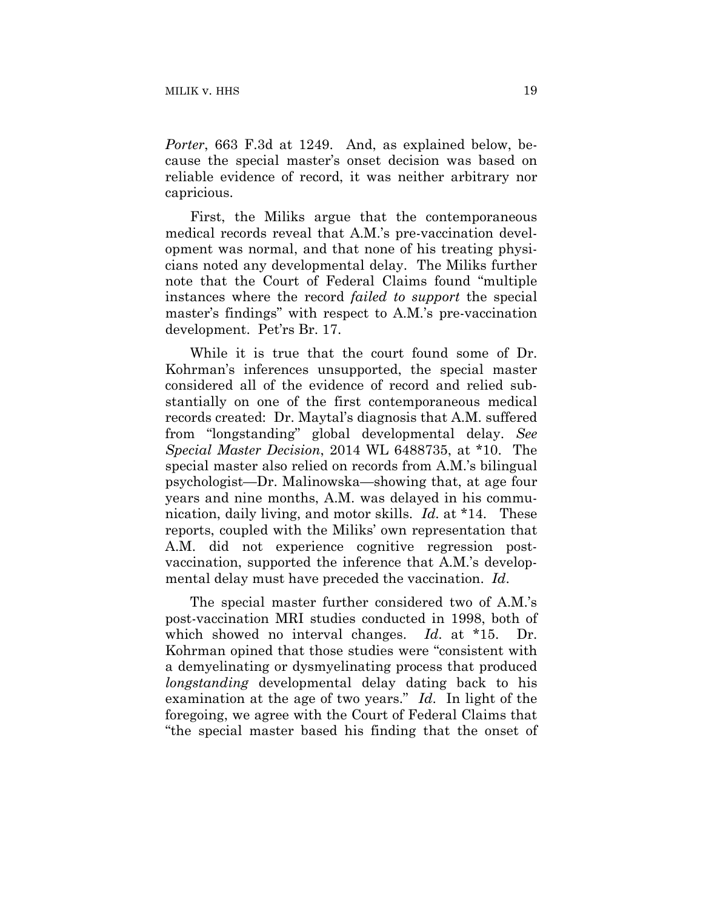*Porter*, 663 F.3d at 1249. And, as explained below, because the special master's onset decision was based on reliable evidence of record, it was neither arbitrary nor capricious.

First, the Miliks argue that the contemporaneous medical records reveal that A.M.'s pre-vaccination development was normal, and that none of his treating physicians noted any developmental delay. The Miliks further note that the Court of Federal Claims found "multiple instances where the record *failed to support* the special master's findings" with respect to A.M.'s pre-vaccination development. Pet'rs Br. 17.

While it is true that the court found some of Dr. Kohrman's inferences unsupported, the special master considered all of the evidence of record and relied substantially on one of the first contemporaneous medical records created: Dr. Maytal's diagnosis that A.M. suffered from "longstanding" global developmental delay. *See Special Master Decision*, 2014 WL 6488735, at *10. The special master also relied on records from A.M.'s bilingual psychologist—Dr. Malinowska—showing that, at age four years and nine months, A.M. was delayed in his communication, daily living, and motor skills. *Id.* at *14. These reports, coupled with the Miliks' own representation that A.M. did not experience cognitive regression post-vaccination, supported the inference that A.M.'s developmental delay must have preceded the vaccination. *Id*.

The special master further considered two of A.M.'s post-vaccination MRI studies conducted in 1998, both of which showed no interval changes. *Id.* at *15. Dr. Kohrman opined that those studies were "consistent with a demyelinating or dysmyelinating process that produced *longstanding* developmental delay dating back to his examination at the age of two years." *Id*. In light of the foregoing, we agree with the Court of Federal Claims that "the special master based his finding that the onset of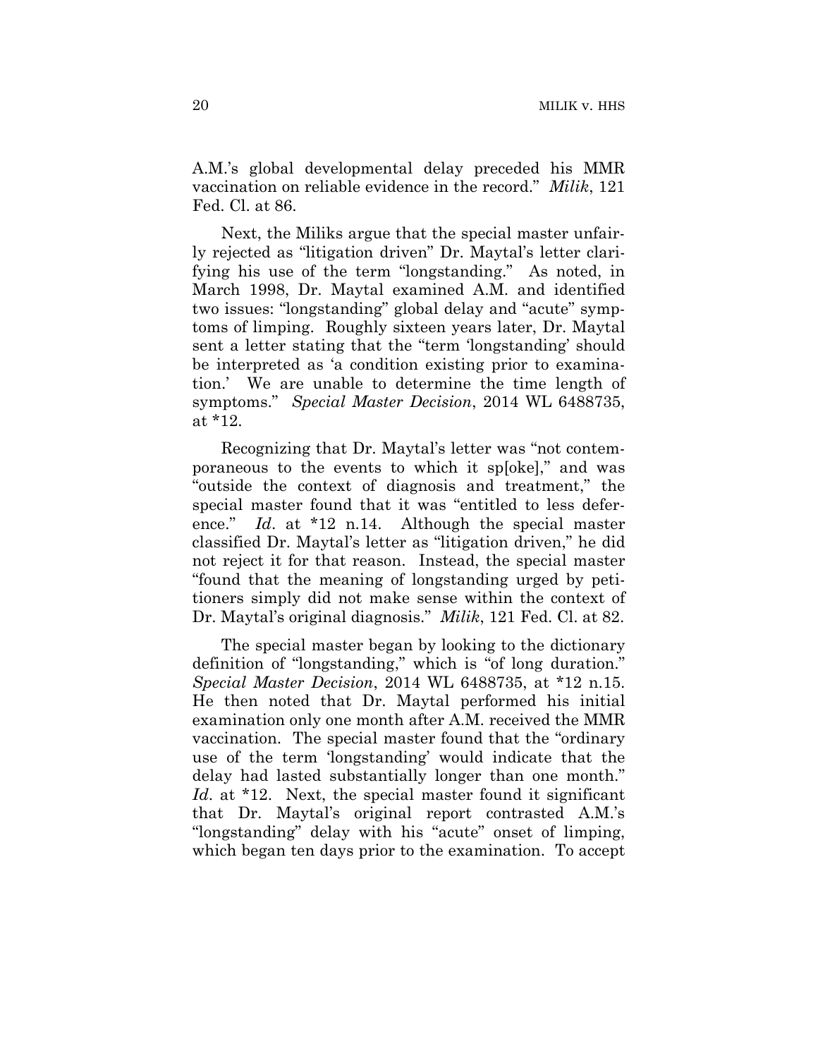A.M.'s global developmental delay preceded his MMR vaccination on reliable evidence in the record." *Milik*, 121 Fed. Cl. at 86.

Next, the Miliks argue that the special master unfairly rejected as "litigation driven" Dr. Maytal's letter clarifying his use of the term "longstanding." As noted, in March 1998, Dr. Maytal examined A.M. and identified two issues: "longstanding" global delay and "acute" symptoms of limping. Roughly sixteen years later, Dr. Maytal sent a letter stating that the "term 'longstanding' should be interpreted as 'a condition existing prior to examination.' We are unable to determine the time length of symptoms." *Special Master Decision*, 2014 WL 6488735, at *12.

Recognizing that Dr. Maytal's letter was "not contemporaneous to the events to which it sp[oke]," and was "outside the context of diagnosis and treatment," the special master found that it was "entitled to less deference." *Id*. at *12 n.14. Although the special master classified Dr. Maytal's letter as "litigation driven," he did not reject it for that reason. Instead, the special master "found that the meaning of longstanding urged by petitioners simply did not make sense within the context of Dr. Maytal's original diagnosis." *Milik*, 121 Fed. Cl. at 82.

The special master began by looking to the dictionary definition of "longstanding," which is "of long duration." *Special Master Decision*, 2014 WL 6488735, at *12 n.15. He then noted that Dr. Maytal performed his initial examination only one month after A.M. received the MMR vaccination. The special master found that the "ordinary use of the term 'longstanding' would indicate that the delay had lasted substantially longer than one month." *Id*. at *12. Next, the special master found it significant that Dr. Maytal's original report contrasted A.M.'s "longstanding" delay with his "acute" onset of limping, which began ten days prior to the examination. To accept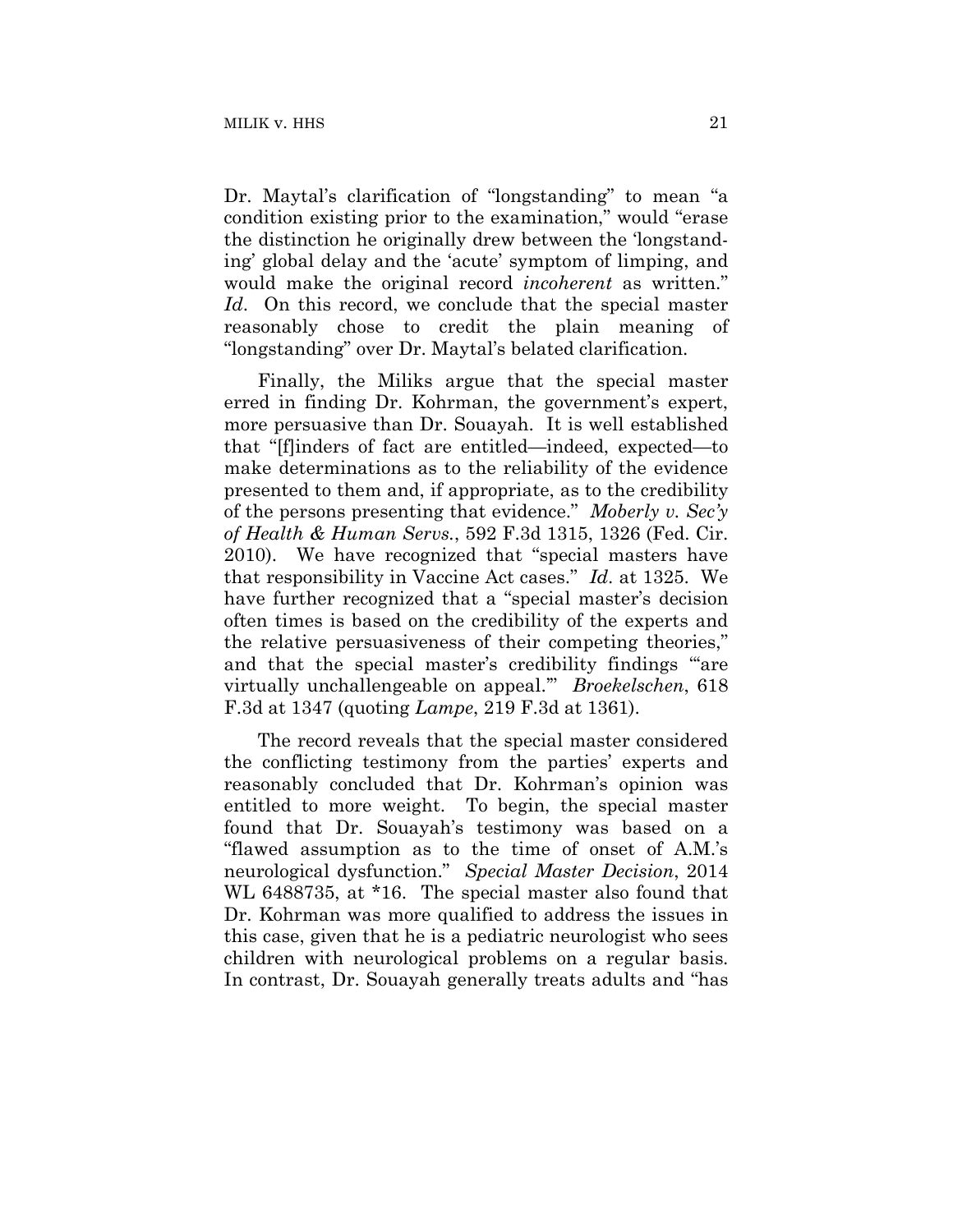Dr. Maytal's clarification of "longstanding" to mean "a condition existing prior to the examination," would "erase the distinction he originally drew between the 'longstanding' global delay and the 'acute' symptom of limping, and would make the original record *incoherent* as written." *Id*. On this record, we conclude that the special master reasonably chose to credit the plain meaning of "longstanding" over Dr. Maytal's belated clarification.

Finally, the Miliks argue that the special master erred in finding Dr. Kohrman, the government's expert, more persuasive than Dr. Souayah. It is well established that "[f]inders of fact are entitled—indeed, expected—to make determinations as to the reliability of the evidence presented to them and, if appropriate, as to the credibility of the persons presenting that evidence." *Moberly v. Sec'y of Health & Human Servs.*, 592 F.3d 1315, 1326 (Fed. Cir. 2010). We have recognized that "special masters have that responsibility in Vaccine Act cases." *Id*. at 1325. We have further recognized that a "special master's decision often times is based on the credibility of the experts and the relative persuasiveness of their competing theories," and that the special master's credibility findings "'are virtually unchallengeable on appeal.'" *Broekelschen*, 618 F.3d at 1347 (quoting *Lampe*, 219 F.3d at 1361).

The record reveals that the special master considered the conflicting testimony from the parties' experts and reasonably concluded that Dr. Kohrman's opinion was entitled to more weight. To begin, the special master found that Dr. Souayah's testimony was based on a "flawed assumption as to the time of onset of A.M.'s neurological dysfunction." *Special Master Decision*, 2014 WL 6488735, at *16. The special master also found that Dr. Kohrman was more qualified to address the issues in this case, given that he is a pediatric neurologist who sees children with neurological problems on a regular basis. In contrast, Dr. Souayah generally treats adults and "has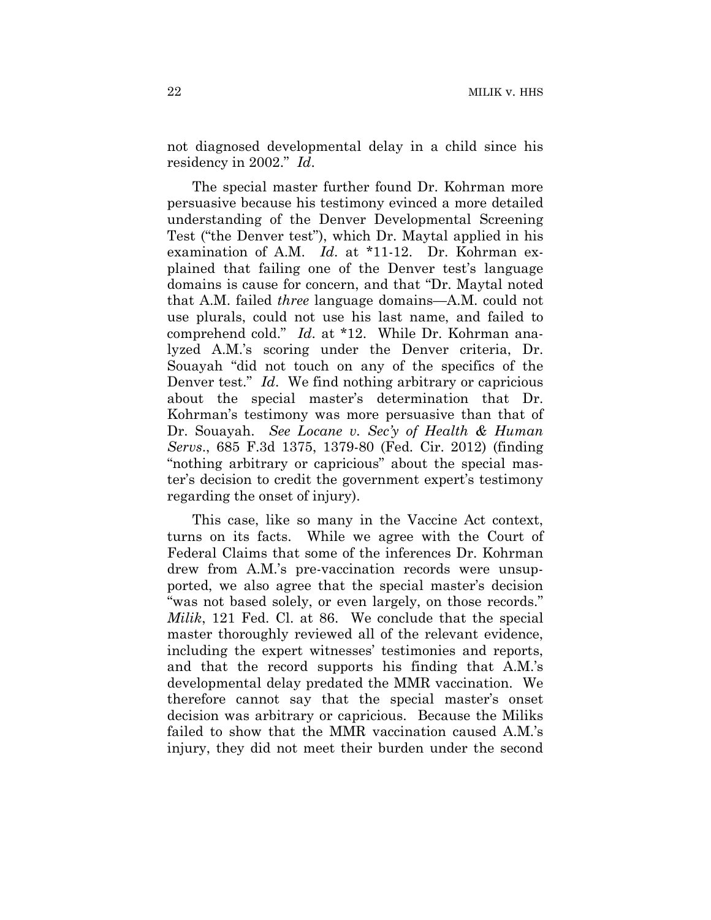not diagnosed developmental delay in a child since his residency in 2002." *Id*.

The special master further found Dr. Kohrman more persuasive because his testimony evinced a more detailed understanding of the Denver Developmental Screening Test ("the Denver test"), which Dr. Maytal applied in his examination of A.M. *Id*. at *11-12. Dr. Kohrman explained that failing one of the Denver test's language domains is cause for concern, and that "Dr. Maytal noted that A.M. failed *three* language domains—A.M. could not use plurals, could not use his last name, and failed to comprehend cold." *Id*. at *12. While Dr. Kohrman analyzed A.M.'s scoring under the Denver criteria, Dr. Souayah "did not touch on any of the specifics of the Denver test." *Id*. We find nothing arbitrary or capricious about the special master's determination that Dr. Kohrman's testimony was more persuasive than that of Dr. Souayah. *See Locane v. Sec'y of Health & Human Servs*., 685 F.3d 1375, 1379-80 (Fed. Cir. 2012) (finding "nothing arbitrary or capricious" about the special master's decision to credit the government expert's testimony regarding the onset of injury).

This case, like so many in the Vaccine Act context, turns on its facts. While we agree with the Court of Federal Claims that some of the inferences Dr. Kohrman drew from A.M.'s pre-vaccination records were unsupported, we also agree that the special master's decision "was not based solely, or even largely, on those records." *Milik*, 121 Fed. Cl. at 86. We conclude that the special master thoroughly reviewed all of the relevant evidence, including the expert witnesses' testimonies and reports, and that the record supports his finding that A.M.'s developmental delay predated the MMR vaccination. We therefore cannot say that the special master's onset decision was arbitrary or capricious. Because the Miliks failed to show that the MMR vaccination caused A.M.'s injury, they did not meet their burden under the second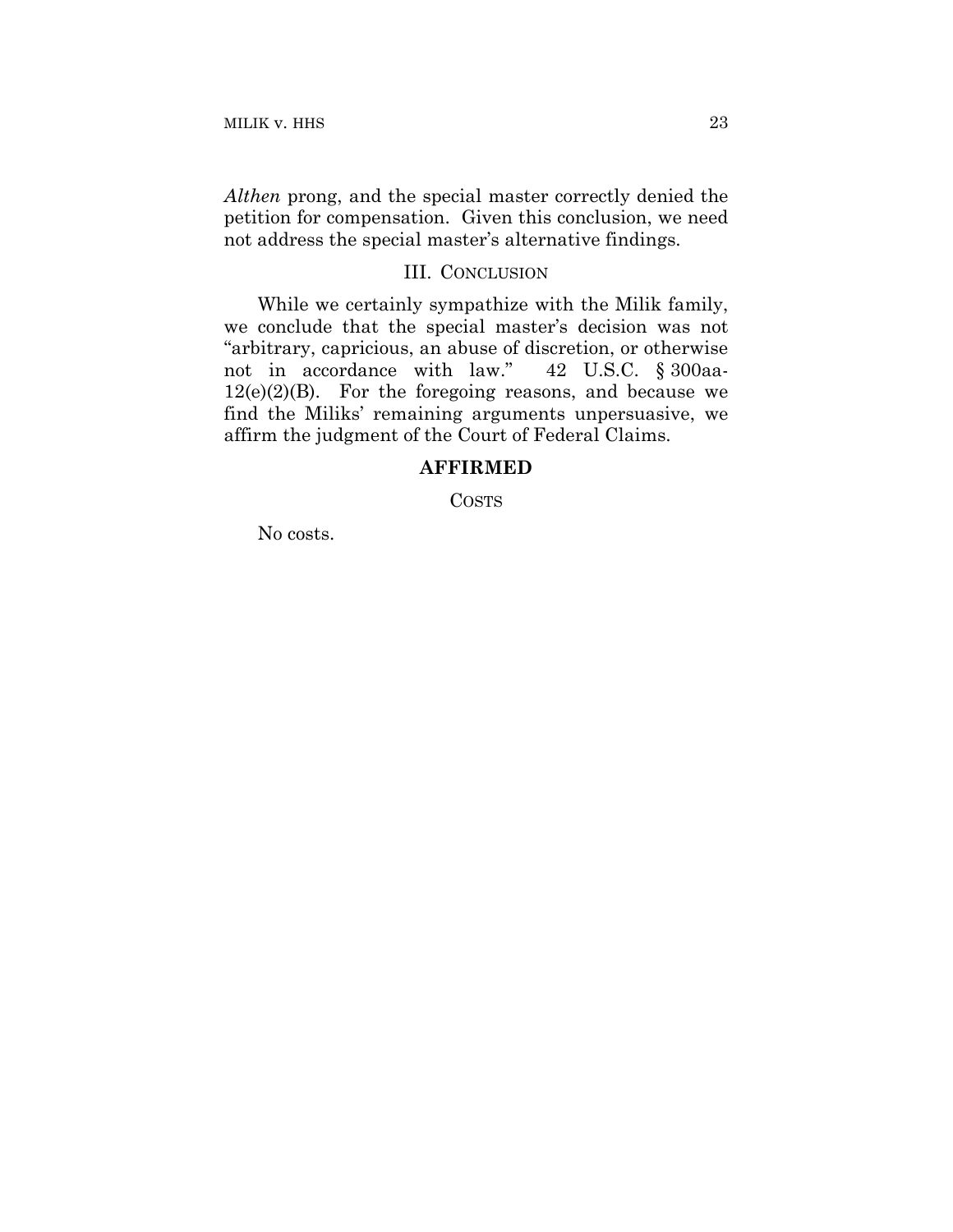*Althen* prong, and the special master correctly denied the petition for compensation. Given this conclusion, we need not address the special master's alternative findings.

## III. CONCLUSION

While we certainly sympathize with the Milik family, we conclude that the special master's decision was not "arbitrary, capricious, an abuse of discretion, or otherwise not in accordance with law." 42 U.S.C. § 300aa-12(e)(2)(B). For the foregoing reasons, and because we find the Miliks' remaining arguments unpersuasive, we affirm the judgment of the Court of Federal Claims.

**AFFIRMED**

COSTS

No costs.